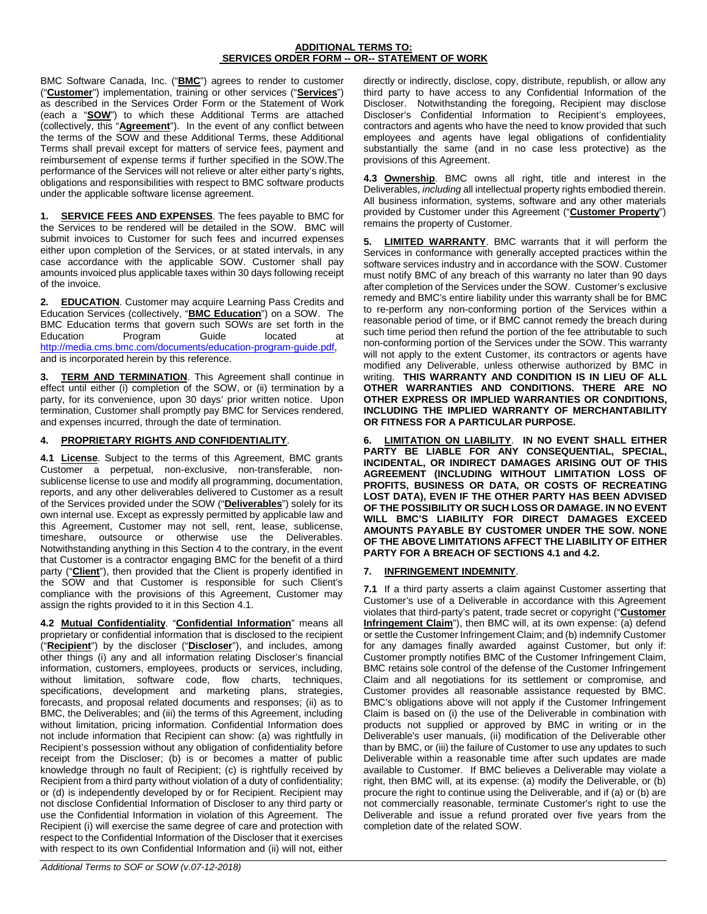**ADDITIONAL TERMS TO:**
**SERVICES ORDER FORM -- OR-- STATEMENT OF WORK**

BMC Software Canada, Inc. ("**BMC**") agrees to render to customer ("**Customer**") implementation, training or other services ("**Services**") as described in the Services Order Form or the Statement of Work (each a "**SOW**") to which these Additional Terms are attached (collectively, this "**Agreement**"). In the event of any conflict between the terms of the SOW and these Additional Terms, these Additional Terms shall prevail except for matters of service fees, payment and reimbursement of expense terms if further specified in the SOW.The performance of the Services will not relieve or alter either party's rights, obligations and responsibilities with respect to BMC software products under the applicable software license agreement.

**1. SERVICE FEES AND EXPENSES**. The fees payable to BMC for the Services to be rendered will be detailed in the SOW. BMC will submit invoices to Customer for such fees and incurred expenses either upon completion of the Services, or at stated intervals, in any case accordance with the applicable SOW. Customer shall pay amounts invoiced plus applicable taxes within 30 days following receipt of the invoice.

**2. EDUCATION**. Customer may acquire Learning Pass Credits and Education Services (collectively, "**BMC Education**") on a SOW. The BMC Education terms that govern such SOWs are set forth in the Education Program Guide located at http://media.cms.bmc.com/documents/education-program-guide.pdf, and is incorporated herein by this reference.

**3. TERM AND TERMINATION**. This Agreement shall continue in effect until either (i) completion of the SOW, or (ii) termination by a party, for its convenience, upon 30 days' prior written notice. Upon termination, Customer shall promptly pay BMC for Services rendered, and expenses incurred, through the date of termination.

**4. PROPRIETARY RIGHTS AND CONFIDENTIALITY**.

**4.1 License**. Subject to the terms of this Agreement, BMC grants Customer a perpetual, non-exclusive, non-transferable, non-sublicense license to use and modify all programming, documentation, reports, and any other deliverables delivered to Customer as a result of the Services provided under the SOW ("**Deliverables**") solely for its own internal use. Except as expressly permitted by applicable law and this Agreement, Customer may not sell, rent, lease, sublicense, timeshare, outsource or otherwise use the Deliverables. Notwithstanding anything in this Section 4 to the contrary, in the event that Customer is a contractor engaging BMC for the benefit of a third party ("**Client**"), then provided that the Client is properly identified in the SOW and that Customer is responsible for such Client's compliance with the provisions of this Agreement, Customer may assign the rights provided to it in this Section 4.1.

**4.2 Mutual Confidentiality**. "**Confidential Information**" means all proprietary or confidential information that is disclosed to the recipient ("**Recipient**") by the discloser ("**Discloser**"), and includes, among other things (i) any and all information relating Discloser's financial information, customers, employees, products or services, including, without limitation, software code, flow charts, techniques, specifications, development and marketing plans, strategies, forecasts, and proposal related documents and responses; (ii) as to BMC, the Deliverables; and (iii) the terms of this Agreement, including without limitation, pricing information. Confidential Information does not include information that Recipient can show: (a) was rightfully in Recipient's possession without any obligation of confidentiality before receipt from the Discloser; (b) is or becomes a matter of public knowledge through no fault of Recipient; (c) is rightfully received by Recipient from a third party without violation of a duty of confidentiality; or (d) is independently developed by or for Recipient. Recipient may not disclose Confidential Information of Discloser to any third party or use the Confidential Information in violation of this Agreement. The Recipient (i) will exercise the same degree of care and protection with respect to the Confidential Information of the Discloser that it exercises with respect to its own Confidential Information and (ii) will not, either directly or indirectly, disclose, copy, distribute, republish, or allow any third party to have access to any Confidential Information of the Discloser. Notwithstanding the foregoing, Recipient may disclose Discloser's Confidential Information to Recipient's employees, contractors and agents who have the need to know provided that such employees and agents have legal obligations of confidentiality substantially the same (and in no case less protective) as the provisions of this Agreement.

**4.3 Ownership**. BMC owns all right, title and interest in the Deliverables, *including* all intellectual property rights embodied therein. All business information, systems, software and any other materials provided by Customer under this Agreement ("**Customer Property**") remains the property of Customer.

**5. LIMITED WARRANTY**. BMC warrants that it will perform the Services in conformance with generally accepted practices within the software services industry and in accordance with the SOW. Customer must notify BMC of any breach of this warranty no later than 90 days after completion of the Services under the SOW. Customer's exclusive remedy and BMC's entire liability under this warranty shall be for BMC to re-perform any non-conforming portion of the Services within a reasonable period of time, or if BMC cannot remedy the breach during such time period then refund the portion of the fee attributable to such non-conforming portion of the Services under the SOW. This warranty will not apply to the extent Customer, its contractors or agents have modified any Deliverable, unless otherwise authorized by BMC in writing. **THIS WARRANTY AND CONDITION IS IN LIEU OF ALL OTHER WARRANTIES AND CONDITIONS. THERE ARE NO OTHER EXPRESS OR IMPLIED WARRANTIES OR CONDITIONS, INCLUDING THE IMPLIED WARRANTY OF MERCHANTABILITY OR FITNESS FOR A PARTICULAR PURPOSE.**

**6. LIMITATION ON LIABILITY**. **IN NO EVENT SHALL EITHER PARTY BE LIABLE FOR ANY CONSEQUENTIAL, SPECIAL, INCIDENTAL, OR INDIRECT DAMAGES ARISING OUT OF THIS AGREEMENT (INCLUDING WITHOUT LIMITATION LOSS OF PROFITS, BUSINESS OR DATA, OR COSTS OF RECREATING LOST DATA), EVEN IF THE OTHER PARTY HAS BEEN ADVISED OF THE POSSIBILITY OR SUCH LOSS OR DAMAGE. IN NO EVENT WILL BMC'S LIABILITY FOR DIRECT DAMAGES EXCEED AMOUNTS PAYABLE BY CUSTOMER UNDER THE SOW. NONE OF THE ABOVE LIMITATIONS AFFECT THE LIABILITY OF EITHER PARTY FOR A BREACH OF SECTIONS 4.1 and 4.2.**

**7. INFRINGEMENT INDEMNITY**.

**7.1** If a third party asserts a claim against Customer asserting that Customer's use of a Deliverable in accordance with this Agreement violates that third-party's patent, trade secret or copyright ("**Customer Infringement Claim**"), then BMC will, at its own expense: (a) defend or settle the Customer Infringement Claim; and (b) indemnify Customer for any damages finally awarded against Customer, but only if: Customer promptly notifies BMC of the Customer Infringement Claim, BMC retains sole control of the defense of the Customer Infringement Claim and all negotiations for its settlement or compromise, and Customer provides all reasonable assistance requested by BMC. BMC's obligations above will not apply if the Customer Infringement Claim is based on (i) the use of the Deliverable in combination with products not supplied or approved by BMC in writing or in the Deliverable's user manuals, (ii) modification of the Deliverable other than by BMC, or (iii) the failure of Customer to use any updates to such Deliverable within a reasonable time after such updates are made available to Customer. If BMC believes a Deliverable may violate a right, then BMC will, at its expense: (a) modify the Deliverable, or (b) procure the right to continue using the Deliverable, and if (a) or (b) are not commercially reasonable, terminate Customer's right to use the Deliverable and issue a refund prorated over five years from the completion date of the related SOW.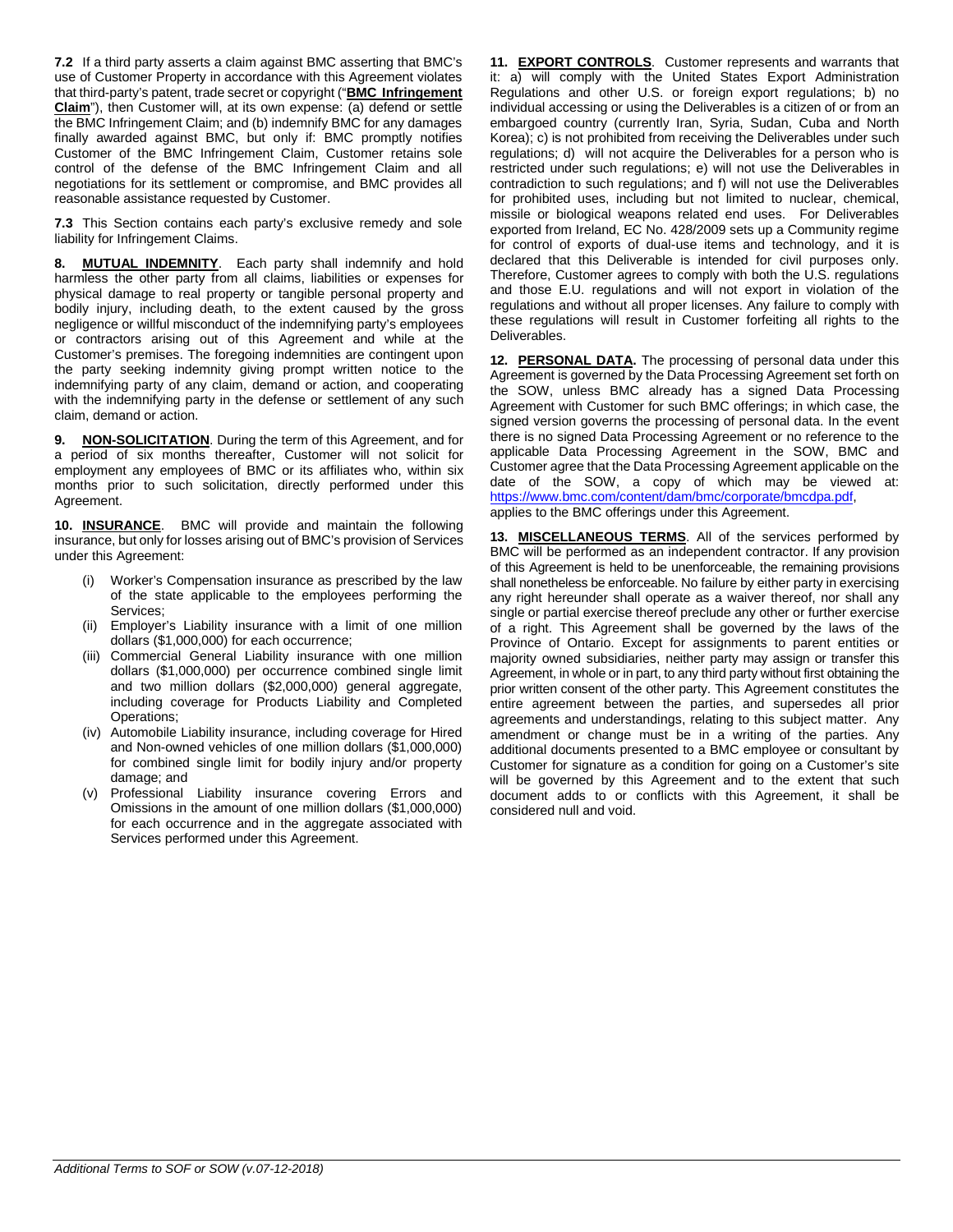**7.2** If a third party asserts a claim against BMC asserting that BMC's use of Customer Property in accordance with this Agreement violates that third-party's patent, trade secret or copyright ("**BMC Infringement Claim**"), then Customer will, at its own expense: (a) defend or settle the BMC Infringement Claim; and (b) indemnify BMC for any damages finally awarded against BMC, but only if: BMC promptly notifies Customer of the BMC Infringement Claim, Customer retains sole control of the defense of the BMC Infringement Claim and all negotiations for its settlement or compromise, and BMC provides all reasonable assistance requested by Customer.

**7.3** This Section contains each party's exclusive remedy and sole liability for Infringement Claims.

**8. MUTUAL INDEMNITY**. Each party shall indemnify and hold harmless the other party from all claims, liabilities or expenses for physical damage to real property or tangible personal property and bodily injury, including death, to the extent caused by the gross negligence or willful misconduct of the indemnifying party's employees or contractors arising out of this Agreement and while at the Customer's premises. The foregoing indemnities are contingent upon the party seeking indemnity giving prompt written notice to the indemnifying party of any claim, demand or action, and cooperating with the indemnifying party in the defense or settlement of any such claim, demand or action.

**9. NON-SOLICITATION**. During the term of this Agreement, and for a period of six months thereafter, Customer will not solicit for employment any employees of BMC or its affiliates who, within six months prior to such solicitation, directly performed under this Agreement.

**10. INSURANCE**. BMC will provide and maintain the following insurance, but only for losses arising out of BMC's provision of Services under this Agreement:

(i) Worker's Compensation insurance as prescribed by the law of the state applicable to the employees performing the Services;
(ii) Employer's Liability insurance with a limit of one million dollars ($1,000,000) for each occurrence;
(iii) Commercial General Liability insurance with one million dollars ($1,000,000) per occurrence combined single limit and two million dollars ($2,000,000) general aggregate, including coverage for Products Liability and Completed Operations;
(iv) Automobile Liability insurance, including coverage for Hired and Non-owned vehicles of one million dollars ($1,000,000) for combined single limit for bodily injury and/or property damage; and
(v) Professional Liability insurance covering Errors and Omissions in the amount of one million dollars ($1,000,000) for each occurrence and in the aggregate associated with Services performed under this Agreement.

**11. EXPORT CONTROLS**. Customer represents and warrants that it: a) will comply with the United States Export Administration Regulations and other U.S. or foreign export regulations; b) no individual accessing or using the Deliverables is a citizen of or from an embargoed country (currently Iran, Syria, Sudan, Cuba and North Korea); c) is not prohibited from receiving the Deliverables under such regulations; d) will not acquire the Deliverables for a person who is restricted under such regulations; e) will not use the Deliverables in contradiction to such regulations; and f) will not use the Deliverables for prohibited uses, including but not limited to nuclear, chemical, missile or biological weapons related end uses. For Deliverables exported from Ireland, EC No. 428/2009 sets up a Community regime for control of exports of dual-use items and technology, and it is declared that this Deliverable is intended for civil purposes only. Therefore, Customer agrees to comply with both the U.S. regulations and those E.U. regulations and will not export in violation of the regulations and without all proper licenses. Any failure to comply with these regulations will result in Customer forfeiting all rights to the Deliverables.

**12. PERSONAL DATA.** The processing of personal data under this Agreement is governed by the Data Processing Agreement set forth on the SOW, unless BMC already has a signed Data Processing Agreement with Customer for such BMC offerings; in which case, the signed version governs the processing of personal data. In the event there is no signed Data Processing Agreement or no reference to the applicable Data Processing Agreement in the SOW, BMC and Customer agree that the Data Processing Agreement applicable on the date of the SOW, a copy of which may be viewed at: https://www.bmc.com/content/dam/bmc/corporate/bmcdpa.pdf, applies to the BMC offerings under this Agreement.

**13. MISCELLANEOUS TERMS**. All of the services performed by BMC will be performed as an independent contractor. If any provision of this Agreement is held to be unenforceable, the remaining provisions shall nonetheless be enforceable. No failure by either party in exercising any right hereunder shall operate as a waiver thereof, nor shall any single or partial exercise thereof preclude any other or further exercise of a right. This Agreement shall be governed by the laws of the Province of Ontario. Except for assignments to parent entities or majority owned subsidiaries, neither party may assign or transfer this Agreement, in whole or in part, to any third party without first obtaining the prior written consent of the other party. This Agreement constitutes the entire agreement between the parties, and supersedes all prior agreements and understandings, relating to this subject matter. Any amendment or change must be in a writing of the parties. Any additional documents presented to a BMC employee or consultant by Customer for signature as a condition for going on a Customer's site will be governed by this Agreement and to the extent that such document adds to or conflicts with this Agreement, it shall be considered null and void.